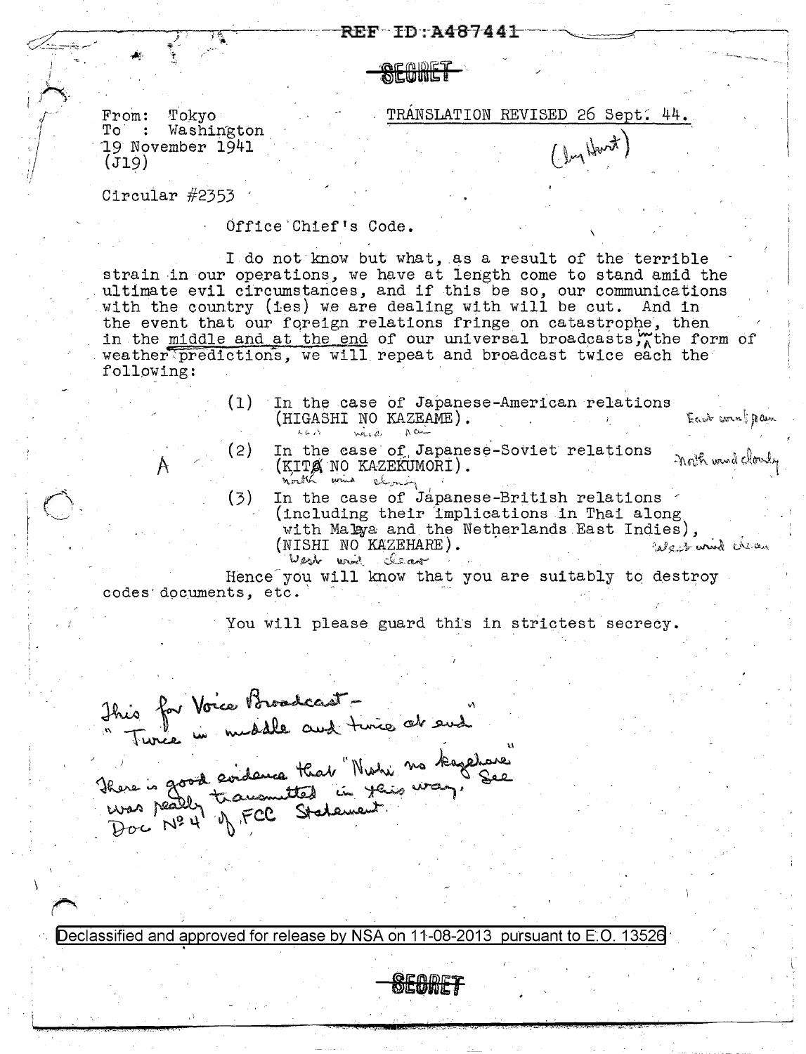REF ID:A487441

SECRET

From: Tokyo
To : Washington
19 November 1941
(J19)

TRANSLATION REVISED 26 Sept. 44.

(by Hurt)

Circular #2353

Office Chief's Code.

I do not know but what, as a result of the terrible strain in our operations, we have at length come to stand amid the ultimate evil circumstances, and if this be so, our communications with the country (ies) we are dealing with will be cut. And in the event that our foreign relations fringe on catastrophe, then in the middle and at the end of our universal broadcasts, in the form of weather predictions, we will repeat and broadcast twice each the following:

(1) In the case of Japanese-American relations (HIGASHI NO KAZEAME). — East wind rain

(2) In the case of Japanese-Soviet relations (KITA NO KAZEKUMORI). — North wind cloudy

(3) In the case of Japanese-British relations (including their implications in Thai along with Malaya and the Netherlands East Indies), (NISHI NO KAZEHARE). — West wind clear

Hence you will know that you are suitably to destroy codes documents, etc.

You will please guard this in strictest secrecy.

This for Voice Broadcast — "Twice in middle and twice at end"

There is good evidence that "Nishi no kazehare" was really transmitted in this way. See Doc No 4 of FCC Statement.

Declassified and approved for release by NSA on 11-08-2013 pursuant to E.O. 13526

SECRET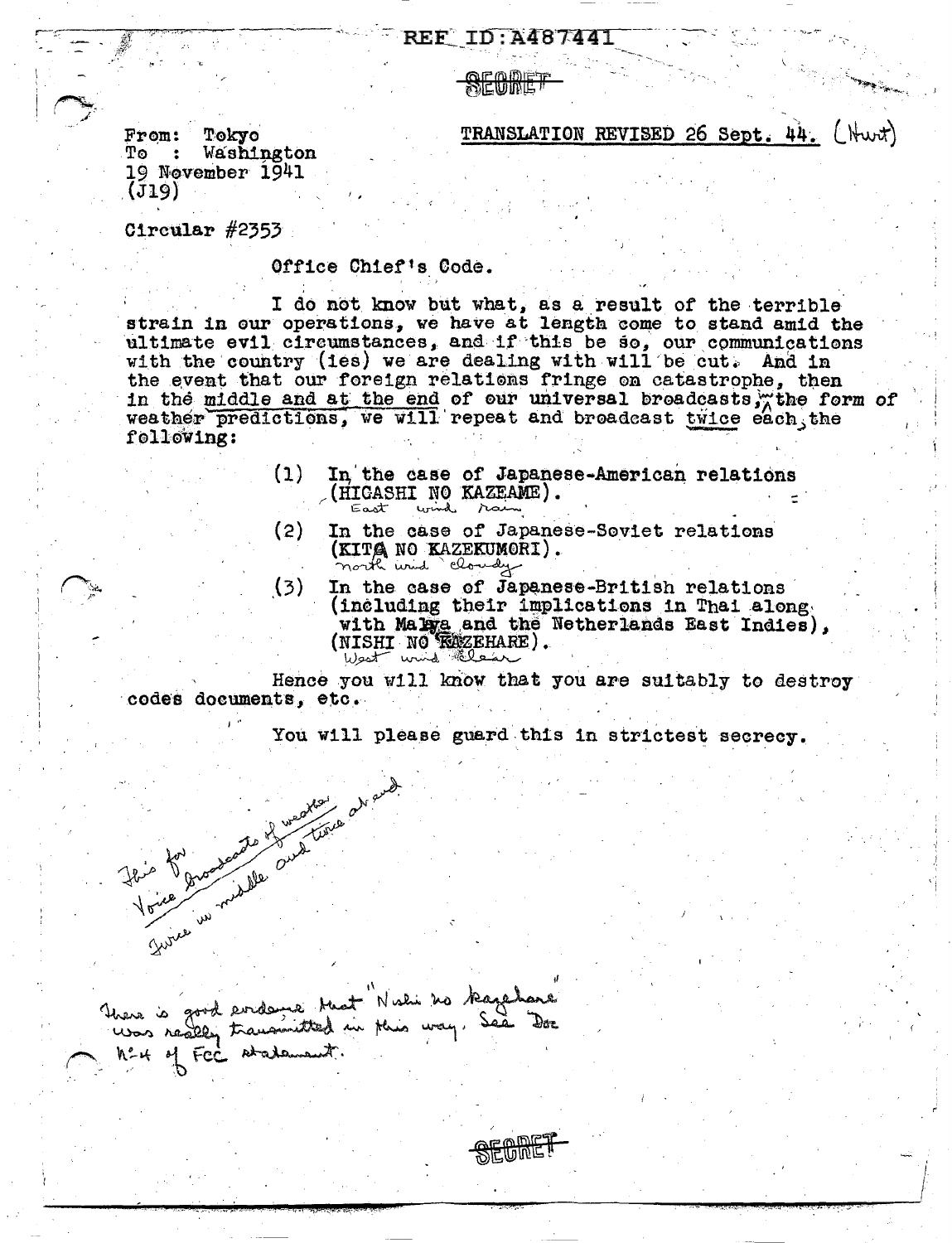REF ID:A487441

SECRET

From: Tokyo
To : Washington
19 November 1941
(J19)

TRANSLATION REVISED 26 Sept. 44. (Hurt)

Circular #2353

Office Chief's Code.

I do not know but what, as a result of the terrible strain in our operations, we have at length come to stand amid the ultimate evil circumstances, and if this be so, our communications with the country (ies) we are dealing with will be cut. And in the event that our foreign relations fringe on catastrophe, then in the middle and at the end of our universal broadcasts, in the form of weather predictions, we will repeat and broadcast twice each, the following:

(1) In the case of Japanese-American relations (HIGASHI NO KAZEAME).
East wind rain

(2) In the case of Japanese-Soviet relations (KITA NO KAZEKUMORI).
north wind cloudy

(3) In the case of Japanese-British relations (including their implications in Thai along with Malaya and the Netherlands East Indies), (NISHI NO KAZEHARE).
West wind clear

Hence you will know that you are suitably to destroy codes documents, etc.

You will please guard this in strictest secrecy.

This for Voice broadcasts of weather Twice in middle and twice at end

There is good evidence that "Nishi no kazehare" was really transmitted in this way. See Doc No. 4 of FCC statement.

SECRET